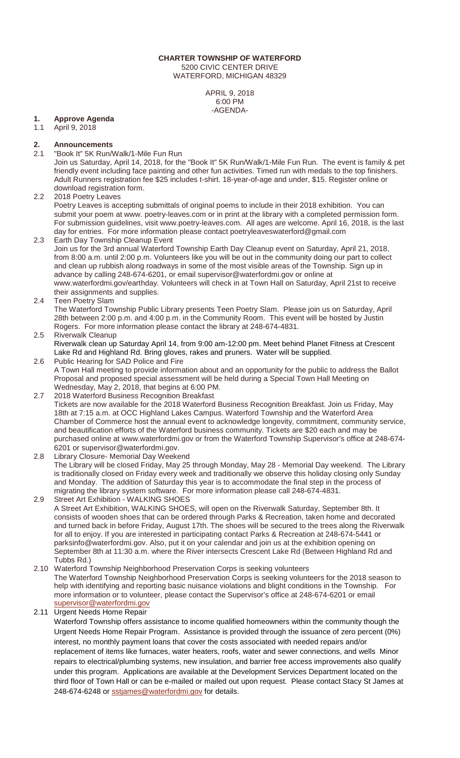**CHARTER TOWNSHIP OF WATERFORD**
5200 CIVIC CENTER DRIVE
WATERFORD, MICHIGAN 48329

APRIL 9, 2018
6:00 PM
-AGENDA-

## 1. Approve Agenda

1.1 April 9, 2018

## 2. Announcements

2.1 "Book It" 5K Run/Walk/1-Mile Fun Run

Join us Saturday, April 14, 2018, for the "Book It" 5K Run/Walk/1-Mile Fun Run. The event is family & pet friendly event including face painting and other fun activities. Timed run with medals to the top finishers. Adult Runners registration fee $25 includes t-shirt. 18-year-of-age and under, $15. Register online or download registration form.

2.2 2018 Poetry Leaves

Poetry Leaves is accepting submittals of original poems to include in their 2018 exhibition. You can submit your poem at www. poetry-leaves.com or in print at the library with a completed permission form. For submission guidelines, visit www.poetry-leaves.com. All ages are welcome. April 16, 2018, is the last day for entries. For more information please contact poetryleaveswaterford@gmail.com

2.3 Earth Day Township Cleanup Event

Join us for the 3rd annual Waterford Township Earth Day Cleanup event on Saturday, April 21, 2018, from 8:00 a.m. until 2:00 p.m. Volunteers like you will be out in the community doing our part to collect and clean up rubbish along roadways in some of the most visible areas of the Township. Sign up in advance by calling 248-674-6201, or email supervisor@waterfordmi.gov or online at www.waterfordmi.gov/earthday. Volunteers will check in at Town Hall on Saturday, April 21st to receive their assignments and supplies.

2.4 Teen Poetry Slam

The Waterford Township Public Library presents Teen Poetry Slam. Please join us on Saturday, April 28th between 2:00 p.m. and 4:00 p.m. in the Community Room. This event will be hosted by Justin Rogers. For more information please contact the library at 248-674-4831.

2.5 Riverwalk Cleanup

Riverwalk clean up Saturday April 14, from 9:00 am-12:00 pm. Meet behind Planet Fitness at Crescent Lake Rd and Highland Rd. Bring gloves, rakes and pruners. Water will be supplied.

2.6 Public Hearing for SAD Police and Fire

A Town Hall meeting to provide information about and an opportunity for the public to address the Ballot Proposal and proposed special assessment will be held during a Special Town Hall Meeting on Wednesday, May 2, 2018, that begins at 6:00 PM.

2.7 2018 Waterford Business Recognition Breakfast

Tickets are now available for the 2018 Waterford Business Recognition Breakfast. Join us Friday, May 18th at 7:15 a.m. at OCC Highland Lakes Campus. Waterford Township and the Waterford Area Chamber of Commerce host the annual event to acknowledge longevity, commitment, community service, and beautification efforts of the Waterford business community. Tickets are $20 each and may be purchased online at www.waterfordmi.gov or from the Waterford Township Supervisor's office at 248-674-6201 or supervisor@waterfordmi.gov.

2.8 Library Closure- Memorial Day Weekend

The Library will be closed Friday, May 25 through Monday, May 28 - Memorial Day weekend. The Library is traditionally closed on Friday every week and traditionally we observe this holiday closing only Sunday and Monday. The addition of Saturday this year is to accommodate the final step in the process of migrating the library system software. For more information please call 248-674-4831.

2.9 Street Art Exhibition - WALKING SHOES

A Street Art Exhibition, WALKING SHOES, will open on the Riverwalk Saturday, September 8th. It consists of wooden shoes that can be ordered through Parks & Recreation, taken home and decorated and turned back in before Friday, August 17th. The shoes will be secured to the trees along the Riverwalk for all to enjoy. If you are interested in participating contact Parks & Recreation at 248-674-5441 or parksinfo@waterfordmi.gov. Also, put it on your calendar and join us at the exhibition opening on September 8th at 11:30 a.m. where the River intersects Crescent Lake Rd (Between Highland Rd and Tubbs Rd.)

2.10 Waterford Township Neighborhood Preservation Corps is seeking volunteers

The Waterford Township Neighborhood Preservation Corps is seeking volunteers for the 2018 season to help with identifying and reporting basic nuisance violations and blight conditions in the Township. For more information or to volunteer, please contact the Supervisor's office at 248-674-6201 or email supervisor@waterfordmi.gov

2.11 Urgent Needs Home Repair

Waterford Township offers assistance to income qualified homeowners within the community though the Urgent Needs Home Repair Program. Assistance is provided through the issuance of zero percent (0%) interest, no monthly payment loans that cover the costs associated with needed repairs and/or replacement of items like furnaces, water heaters, roofs, water and sewer connections, and wells Minor repairs to electrical/plumbing systems, new insulation, and barrier free access improvements also qualify under this program. Applications are available at the Development Services Department located on the third floor of Town Hall or can be e-mailed or mailed out upon request. Please contact Stacy St James at 248-674-6248 or sstjames@waterfordmi.gov for details.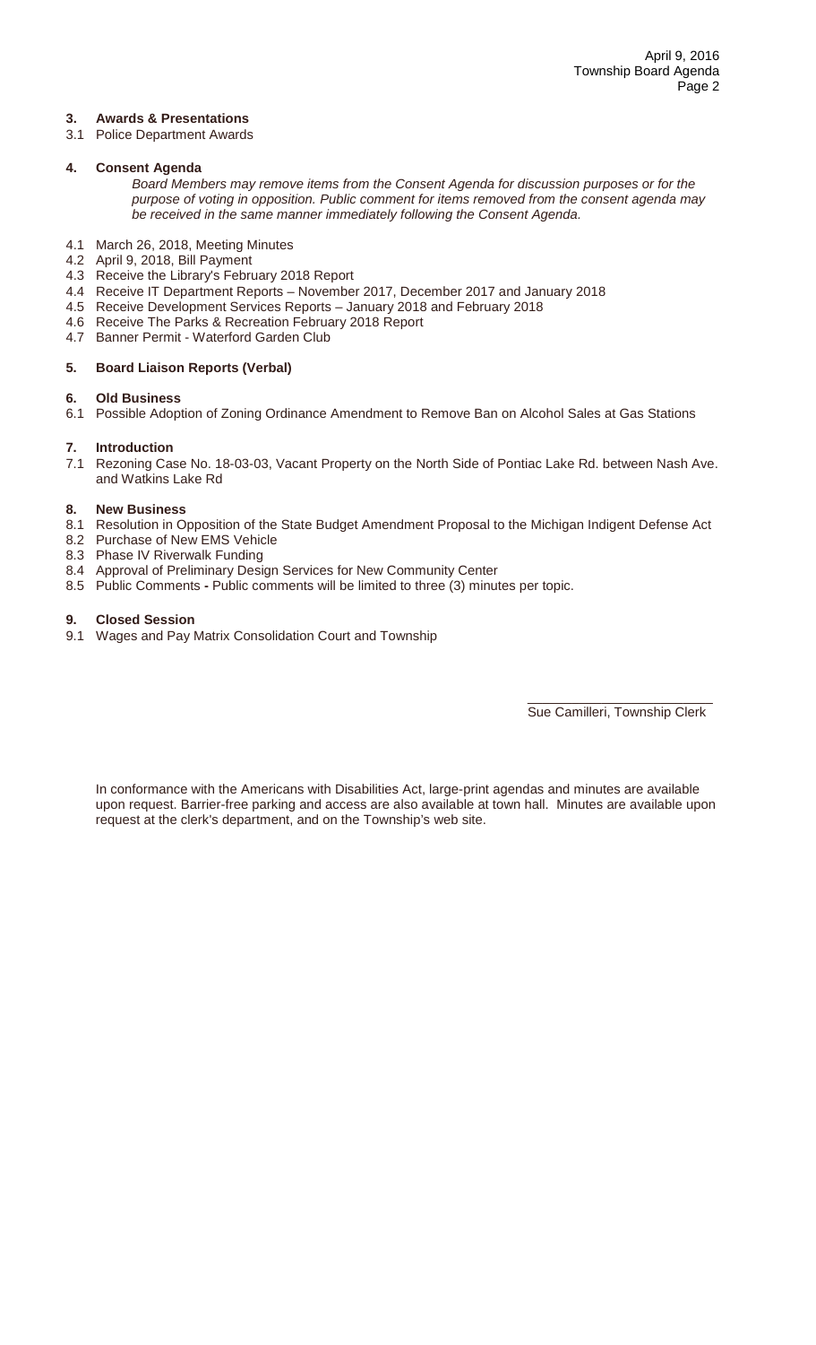**3. Awards & Presentations**

3.1 Police Department Awards

**4. Consent Agenda**

*Board Members may remove items from the Consent Agenda for discussion purposes or for the purpose of voting in opposition. Public comment for items removed from the consent agenda may be received in the same manner immediately following the Consent Agenda.*

4.1 March 26, 2018, Meeting Minutes
4.2 April 9, 2018, Bill Payment
4.3 Receive the Library's February 2018 Report
4.4 Receive IT Department Reports – November 2017, December 2017 and January 2018
4.5 Receive Development Services Reports – January 2018 and February 2018
4.6 Receive The Parks & Recreation February 2018 Report
4.7 Banner Permit - Waterford Garden Club

**5. Board Liaison Reports (Verbal)**

**6. Old Business**

6.1 Possible Adoption of Zoning Ordinance Amendment to Remove Ban on Alcohol Sales at Gas Stations

**7. Introduction**

7.1 Rezoning Case No. 18-03-03, Vacant Property on the North Side of Pontiac Lake Rd. between Nash Ave. and Watkins Lake Rd

**8. New Business**

8.1 Resolution in Opposition of the State Budget Amendment Proposal to the Michigan Indigent Defense Act
8.2 Purchase of New EMS Vehicle
8.3 Phase IV Riverwalk Funding
8.4 Approval of Preliminary Design Services for New Community Center
8.5 Public Comments **-** Public comments will be limited to three (3) minutes per topic.

**9. Closed Session**

9.1 Wages and Pay Matrix Consolidation Court and Township

\_\_\_\_\_\_\_\_\_\_\_\_\_\_\_\_\_\_\_\_\_\_\_\_\_
Sue Camilleri, Township Clerk

In conformance with the Americans with Disabilities Act, large-print agendas and minutes are available upon request. Barrier-free parking and access are also available at town hall. Minutes are available upon request at the clerk's department, and on the Township's web site.